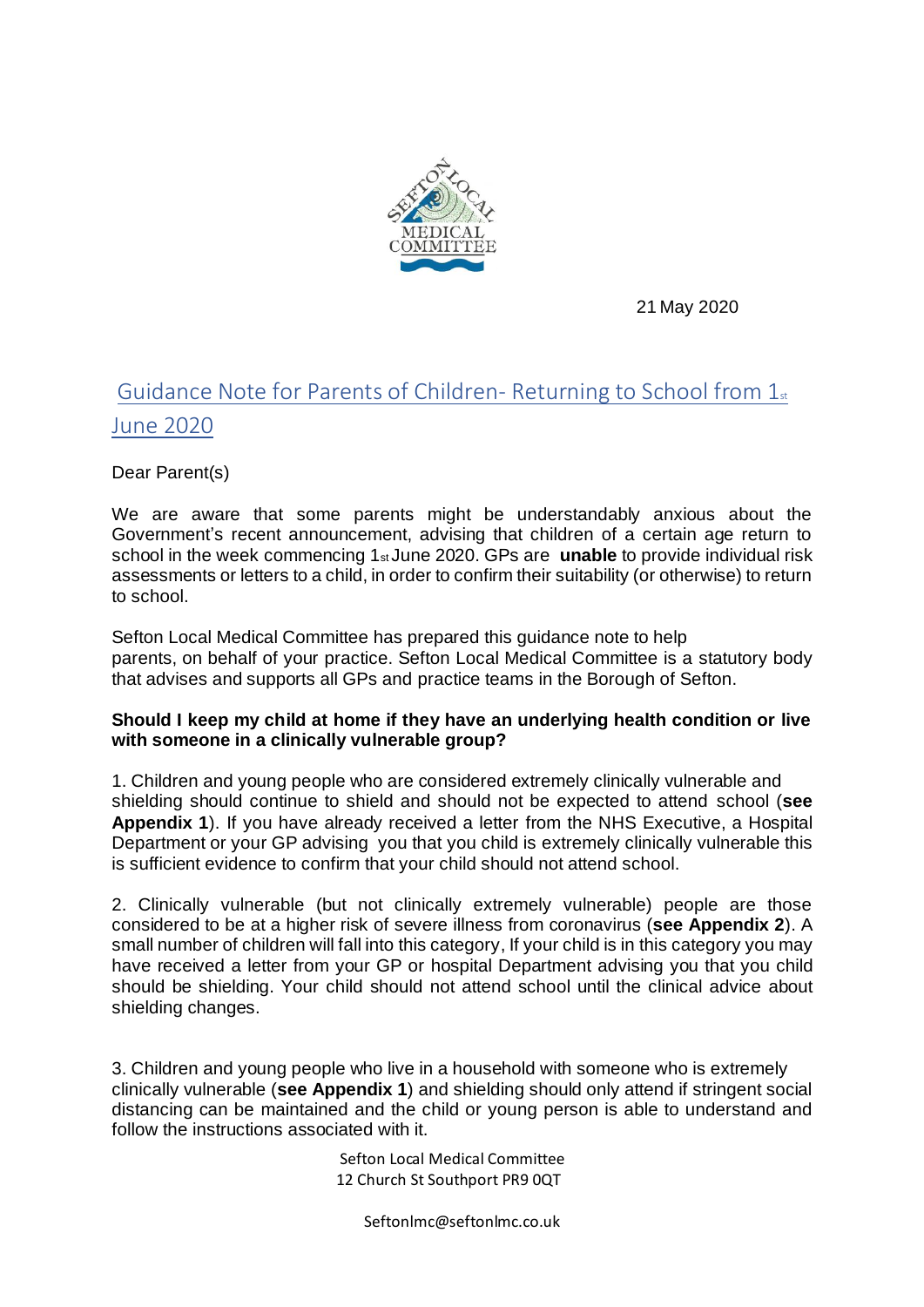21 May 2020

# Guidance Note for Parents of Children- Returning to School from 1st June 2020

Dear Parent(s)

We are aware that some parents might be understandably anxious about the Government's recent announcement, advising that children of a certain age return to school in the week commencing 1st June 2020. GPs are **unable** to provide individual risk assessments or letters to a child, in order to confirm their suitability (or otherwise) to return to school.

Sefton Local Medical Committee has prepared this guidance note to help parents, on behalf of your practice. Sefton Local Medical Committee is a statutory body that advises and supports all GPs and practice teams in the Borough of Sefton.

**Should I keep my child at home if they have an underlying health condition or live with someone in a clinically vulnerable group?**

1. Children and young people who are considered extremely clinically vulnerable and shielding should continue to shield and should not be expected to attend school (**see Appendix 1**). If you have already received a letter from the NHS Executive, a Hospital Department or your GP advising you that you child is extremely clinically vulnerable this is sufficient evidence to confirm that your child should not attend school.

2. Clinically vulnerable (but not clinically extremely vulnerable) people are those considered to be at a higher risk of severe illness from coronavirus (**see Appendix 2**). A small number of children will fall into this category, If your child is in this category you may have received a letter from your GP or hospital Department advising you that you child should be shielding. Your child should not attend school until the clinical advice about shielding changes.

3. Children and young people who live in a household with someone who is extremely clinically vulnerable (**see Appendix 1**) and shielding should only attend if stringent social distancing can be maintained and the child or young person is able to understand and follow the instructions associated with it.

Sefton Local Medical Committee
12 Church St Southport PR9 0QT

Seftonlmc@seftonlmc.co.uk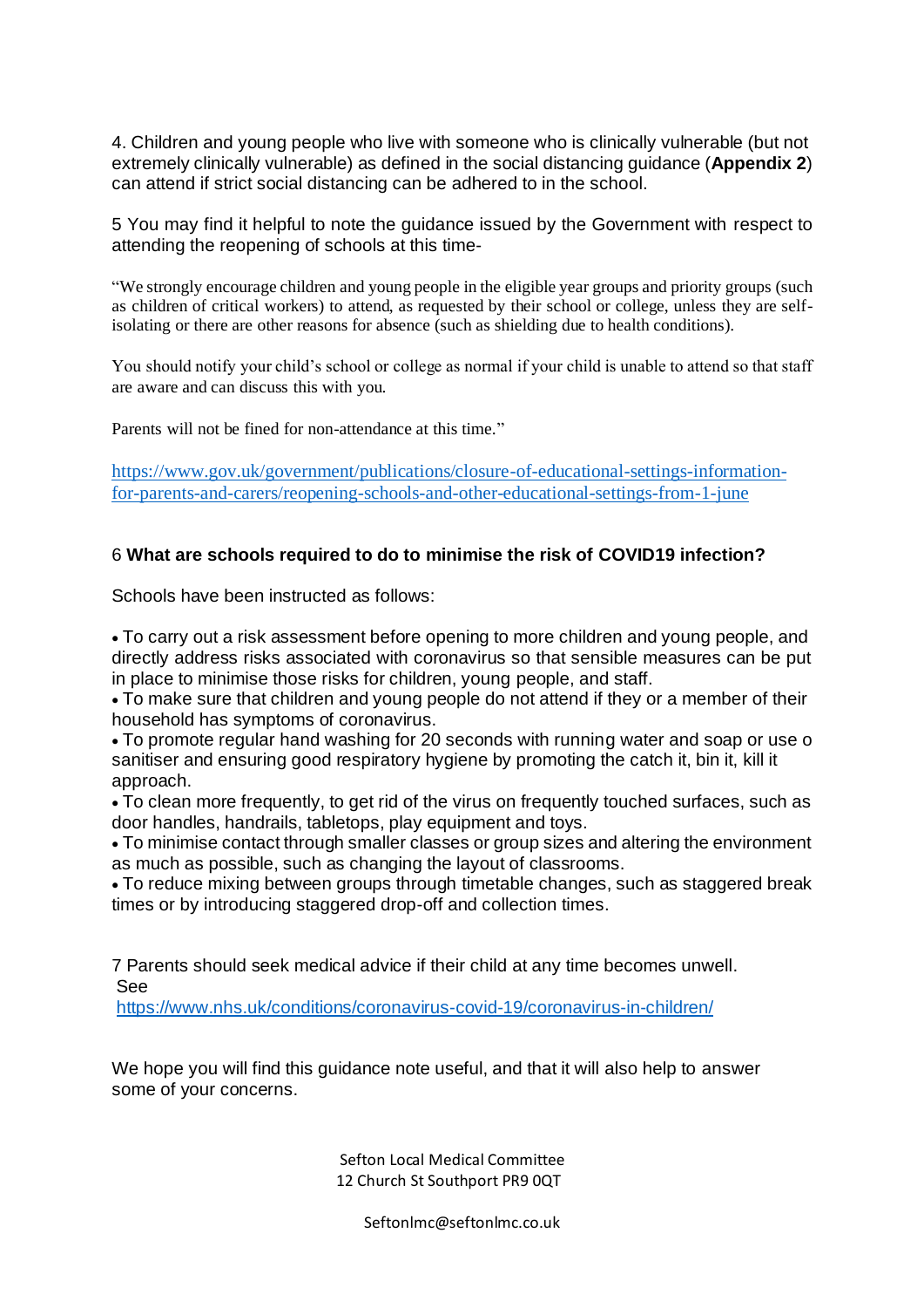4. Children and young people who live with someone who is clinically vulnerable (but not extremely clinically vulnerable) as defined in the social distancing guidance (**Appendix 2**) can attend if strict social distancing can be adhered to in the school.

5 You may find it helpful to note the guidance issued by the Government with respect to attending the reopening of schools at this time-

"We strongly encourage children and young people in the eligible year groups and priority groups (such as children of critical workers) to attend, as requested by their school or college, unless they are self-isolating or there are other reasons for absence (such as shielding due to health conditions).

You should notify your child's school or college as normal if your child is unable to attend so that staff are aware and can discuss this with you.

Parents will not be fined for non-attendance at this time."

https://www.gov.uk/government/publications/closure-of-educational-settings-information-for-parents-and-carers/reopening-schools-and-other-educational-settings-from-1-june

6 **What are schools required to do to minimise the risk of COVID19 infection?**

Schools have been instructed as follows:

- To carry out a risk assessment before opening to more children and young people, and directly address risks associated with coronavirus so that sensible measures can be put in place to minimise those risks for children, young people, and staff.
- To make sure that children and young people do not attend if they or a member of their household has symptoms of coronavirus.
- To promote regular hand washing for 20 seconds with running water and soap or use o sanitiser and ensuring good respiratory hygiene by promoting the catch it, bin it, kill it approach.
- To clean more frequently, to get rid of the virus on frequently touched surfaces, such as door handles, handrails, tabletops, play equipment and toys.
- To minimise contact through smaller classes or group sizes and altering the environment as much as possible, such as changing the layout of classrooms.
- To reduce mixing between groups through timetable changes, such as staggered break times or by introducing staggered drop-off and collection times.

7 Parents should seek medical advice if their child at any time becomes unwell. See https://www.nhs.uk/conditions/coronavirus-covid-19/coronavirus-in-children/

We hope you will find this guidance note useful, and that it will also help to answer some of your concerns.

Sefton Local Medical Committee
12 Church St Southport PR9 0QT

Seftonlmc@seftonlmc.co.uk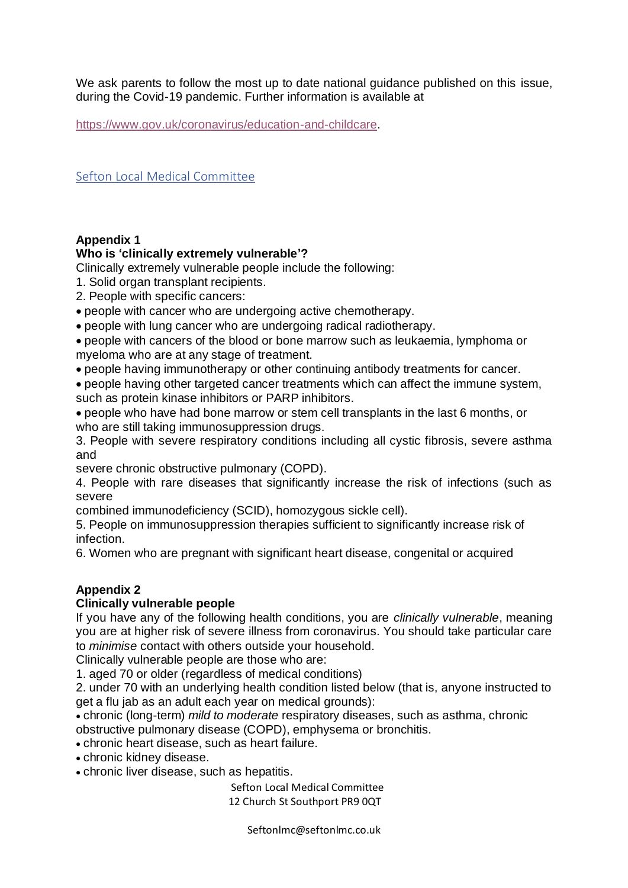We ask parents to follow the most up to date national guidance published on this issue, during the Covid-19 pandemic. Further information is available at

https://www.gov.uk/coronavirus/education-and-childcare.

Sefton Local Medical Committee

**Appendix 1**

**Who is 'clinically extremely vulnerable'?**

Clinically extremely vulnerable people include the following:

1. Solid organ transplant recipients.
2. People with specific cancers:
   - people with cancer who are undergoing active chemotherapy.
   - people with lung cancer who are undergoing radical radiotherapy.
   - people with cancers of the blood or bone marrow such as leukaemia, lymphoma or myeloma who are at any stage of treatment.
   - people having immunotherapy or other continuing antibody treatments for cancer.
   - people having other targeted cancer treatments which can affect the immune system, such as protein kinase inhibitors or PARP inhibitors.
   - people who have had bone marrow or stem cell transplants in the last 6 months, or who are still taking immunosuppression drugs.
3. People with severe respiratory conditions including all cystic fibrosis, severe asthma and severe chronic obstructive pulmonary (COPD).
4. People with rare diseases that significantly increase the risk of infections (such as severe combined immunodeficiency (SCID), homozygous sickle cell).
5. People on immunosuppression therapies sufficient to significantly increase risk of infection.
6. Women who are pregnant with significant heart disease, congenital or acquired

**Appendix 2**

**Clinically vulnerable people**

If you have any of the following health conditions, you are *clinically vulnerable*, meaning you are at higher risk of severe illness from coronavirus. You should take particular care to *minimise* contact with others outside your household.

Clinically vulnerable people are those who are:

1. aged 70 or older (regardless of medical conditions)
2. under 70 with an underlying health condition listed below (that is, anyone instructed to get a flu jab as an adult each year on medical grounds):
   - chronic (long-term) *mild to moderate* respiratory diseases, such as asthma, chronic obstructive pulmonary disease (COPD), emphysema or bronchitis.
   - chronic heart disease, such as heart failure.
   - chronic kidney disease.
   - chronic liver disease, such as hepatitis.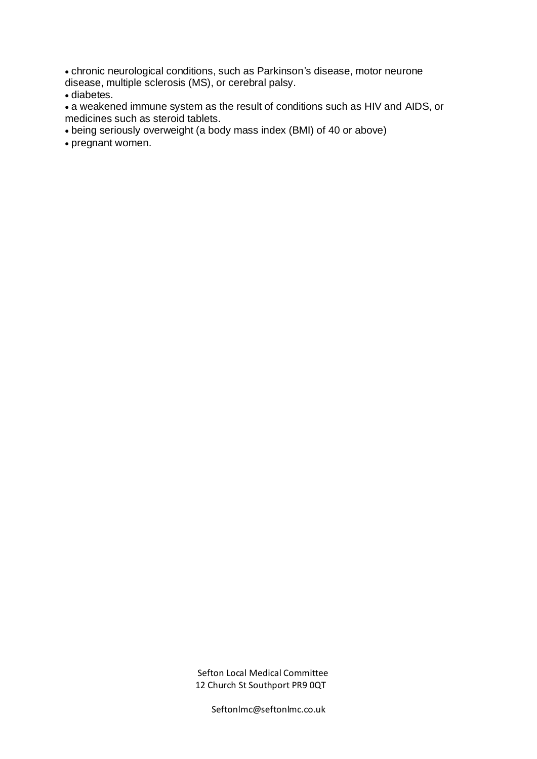- chronic neurological conditions, such as Parkinson's disease, motor neurone disease, multiple sclerosis (MS), or cerebral palsy.
- diabetes.
- a weakened immune system as the result of conditions such as HIV and AIDS, or medicines such as steroid tablets.
- being seriously overweight (a body mass index (BMI) of 40 or above)
- pregnant women.

Sefton Local Medical Committee
12 Church St Southport PR9 0QT

Seftonlmc@seftonlmc.co.uk